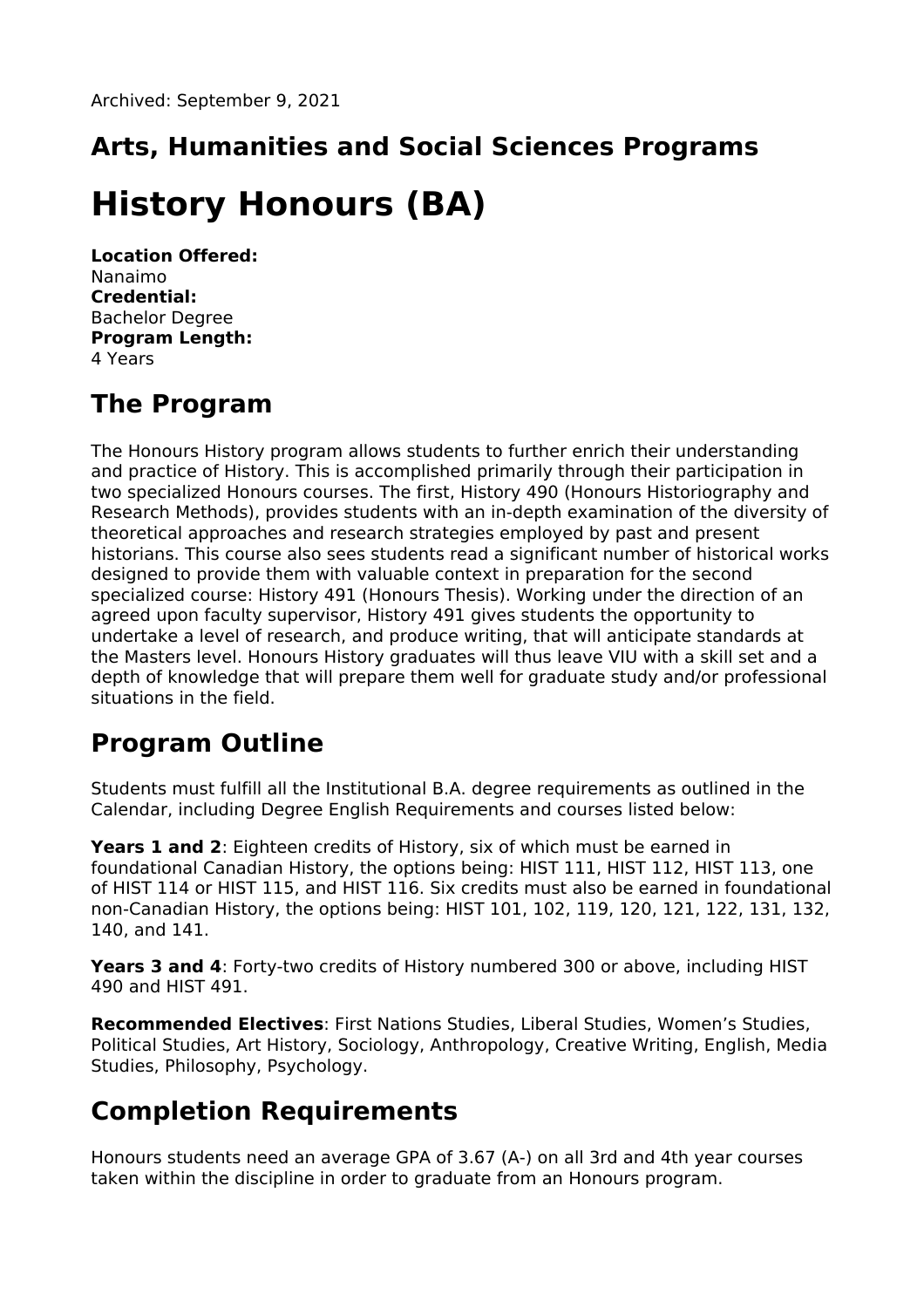Archived: September 9, 2021

## Arts, Humanities and Social Sciences Programs

# History Honours (BA)

**Location Offered:**
Nanaimo
**Credential:**
Bachelor Degree
**Program Length:**
4 Years

## The Program

The Honours History program allows students to further enrich their understanding and practice of History. This is accomplished primarily through their participation in two specialized Honours courses. The first, History 490 (Honours Historiography and Research Methods), provides students with an in-depth examination of the diversity of theoretical approaches and research strategies employed by past and present historians. This course also sees students read a significant number of historical works designed to provide them with valuable context in preparation for the second specialized course: History 491 (Honours Thesis). Working under the direction of an agreed upon faculty supervisor, History 491 gives students the opportunity to undertake a level of research, and produce writing, that will anticipate standards at the Masters level. Honours History graduates will thus leave VIU with a skill set and a depth of knowledge that will prepare them well for graduate study and/or professional situations in the field.

## Program Outline

Students must fulfill all the Institutional B.A. degree requirements as outlined in the Calendar, including Degree English Requirements and courses listed below:

**Years 1 and 2**: Eighteen credits of History, six of which must be earned in foundational Canadian History, the options being: HIST 111, HIST 112, HIST 113, one of HIST 114 or HIST 115, and HIST 116. Six credits must also be earned in foundational non-Canadian History, the options being: HIST 101, 102, 119, 120, 121, 122, 131, 132, 140, and 141.

**Years 3 and 4**: Forty-two credits of History numbered 300 or above, including HIST 490 and HIST 491.

**Recommended Electives**: First Nations Studies, Liberal Studies, Women's Studies, Political Studies, Art History, Sociology, Anthropology, Creative Writing, English, Media Studies, Philosophy, Psychology.

## Completion Requirements

Honours students need an average GPA of 3.67 (A-) on all 3rd and 4th year courses taken within the discipline in order to graduate from an Honours program.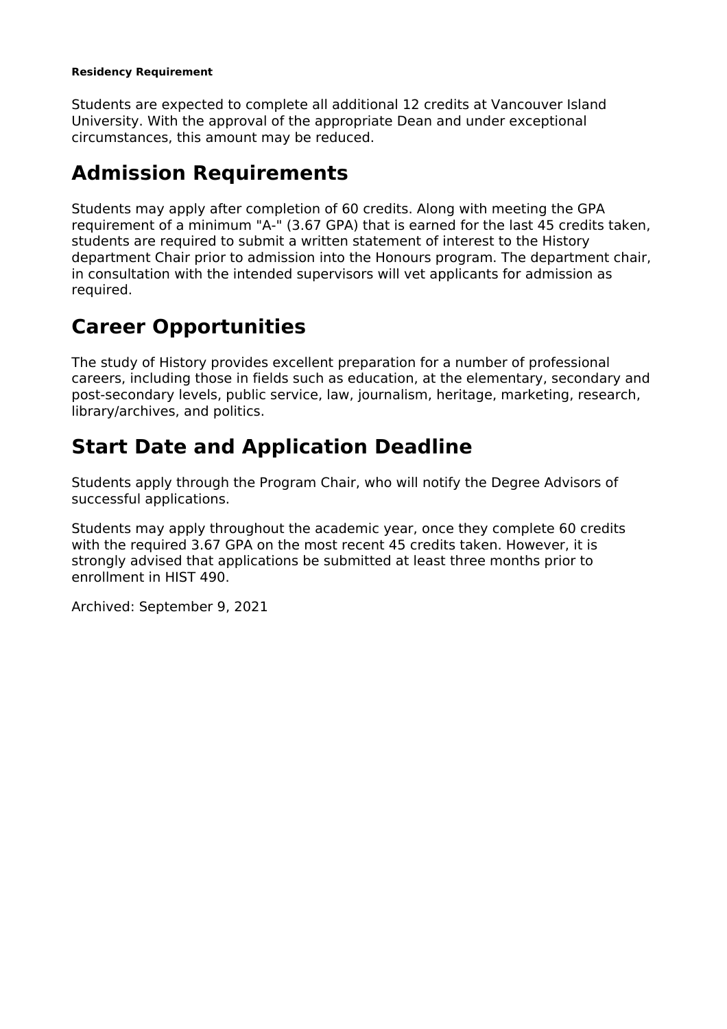#### Residency Requirement

Students are expected to complete all additional 12 credits at Vancouver Island University. With the approval of the appropriate Dean and under exceptional circumstances, this amount may be reduced.

## Admission Requirements

Students may apply after completion of 60 credits. Along with meeting the GPA requirement of a minimum "A-" (3.67 GPA) that is earned for the last 45 credits taken, students are required to submit a written statement of interest to the History department Chair prior to admission into the Honours program. The department chair, in consultation with the intended supervisors will vet applicants for admission as required.

## Career Opportunities

The study of History provides excellent preparation for a number of professional careers, including those in fields such as education, at the elementary, secondary and post-secondary levels, public service, law, journalism, heritage, marketing, research, library/archives, and politics.

## Start Date and Application Deadline

Students apply through the Program Chair, who will notify the Degree Advisors of successful applications.

Students may apply throughout the academic year, once they complete 60 credits with the required 3.67 GPA on the most recent 45 credits taken. However, it is strongly advised that applications be submitted at least three months prior to enrollment in HIST 490.

Archived: September 9, 2021